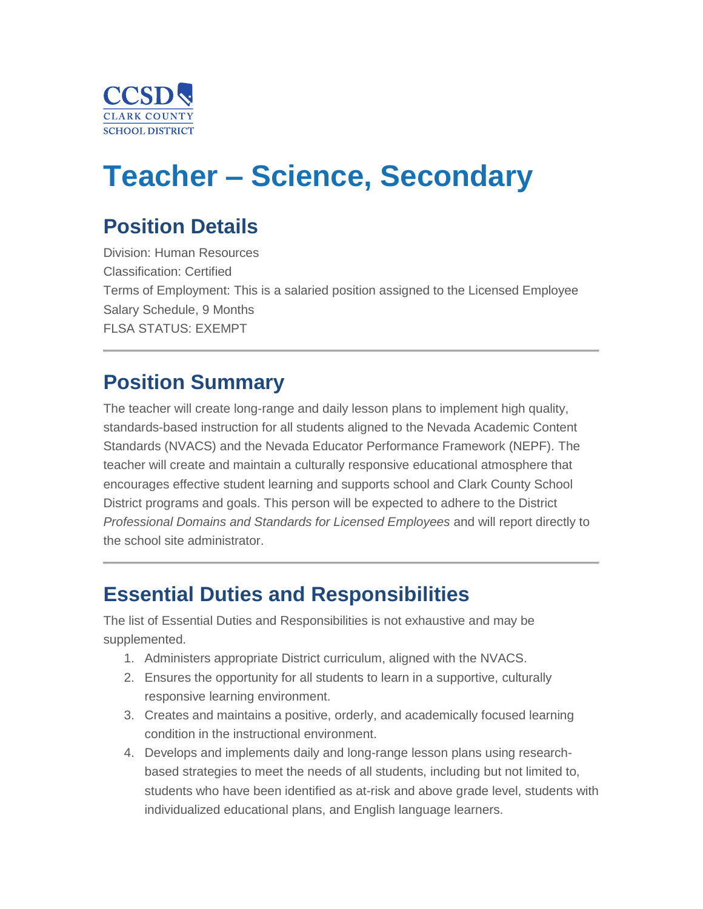CCSD
CLARK COUNTY
SCHOOL DISTRICT

# Teacher – Science, Secondary

## Position Details

Division: Human Resources
Classification: Certified
Terms of Employment: This is a salaried position assigned to the Licensed Employee Salary Schedule, 9 Months
FLSA STATUS: EXEMPT

---

## Position Summary

The teacher will create long-range and daily lesson plans to implement high quality, standards-based instruction for all students aligned to the Nevada Academic Content Standards (NVACS) and the Nevada Educator Performance Framework (NEPF). The teacher will create and maintain a culturally responsive educational atmosphere that encourages effective student learning and supports school and Clark County School District programs and goals. This person will be expected to adhere to the District *Professional Domains and Standards for Licensed Employees* and will report directly to the school site administrator.

---

## Essential Duties and Responsibilities

The list of Essential Duties and Responsibilities is not exhaustive and may be supplemented.

1. Administers appropriate District curriculum, aligned with the NVACS.
2. Ensures the opportunity for all students to learn in a supportive, culturally responsive learning environment.
3. Creates and maintains a positive, orderly, and academically focused learning condition in the instructional environment.
4. Develops and implements daily and long-range lesson plans using research-based strategies to meet the needs of all students, including but not limited to, students who have been identified as at-risk and above grade level, students with individualized educational plans, and English language learners.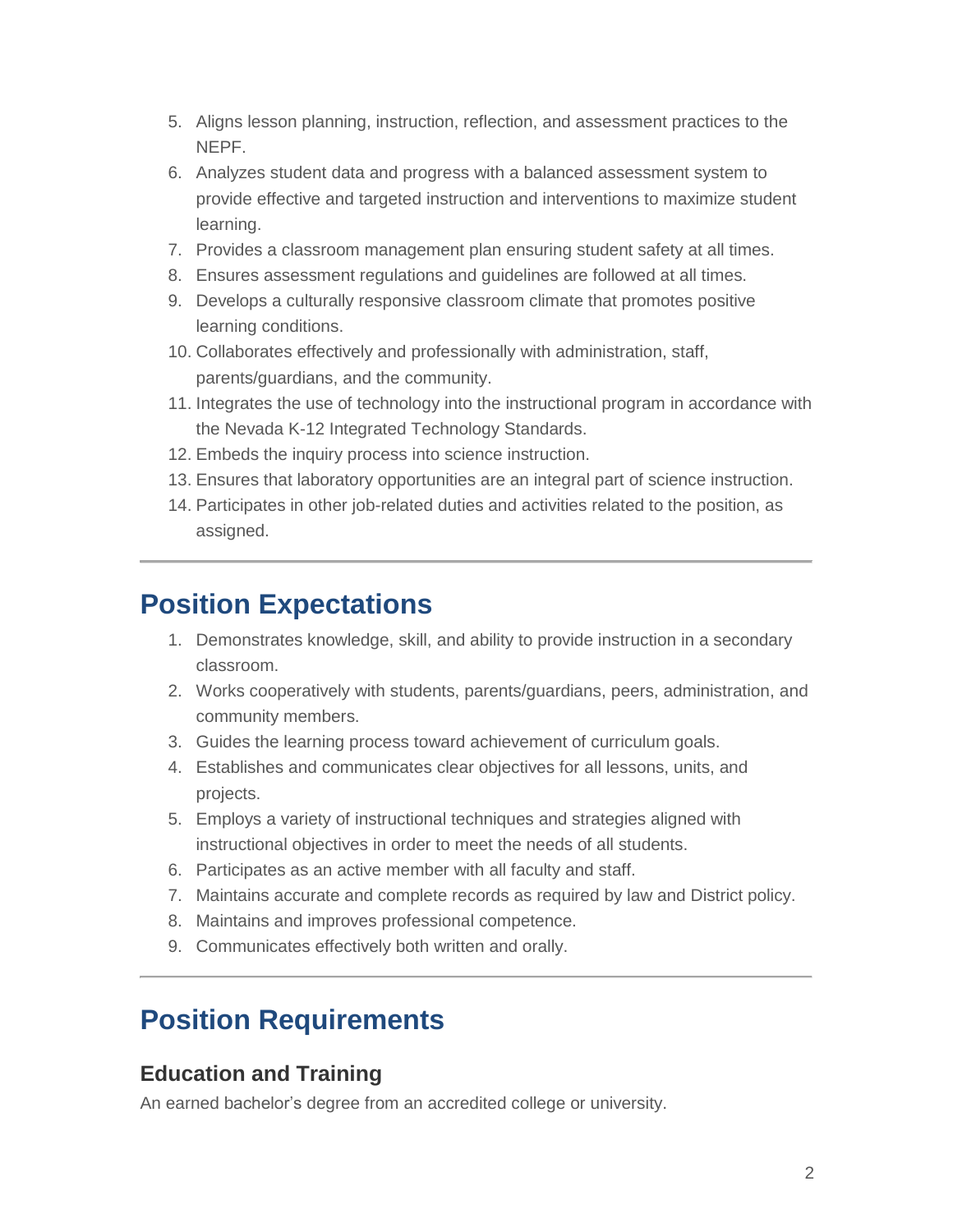5. Aligns lesson planning, instruction, reflection, and assessment practices to the NEPF.
6. Analyzes student data and progress with a balanced assessment system to provide effective and targeted instruction and interventions to maximize student learning.
7. Provides a classroom management plan ensuring student safety at all times.
8. Ensures assessment regulations and guidelines are followed at all times.
9. Develops a culturally responsive classroom climate that promotes positive learning conditions.
10. Collaborates effectively and professionally with administration, staff, parents/guardians, and the community.
11. Integrates the use of technology into the instructional program in accordance with the Nevada K-12 Integrated Technology Standards.
12. Embeds the inquiry process into science instruction.
13. Ensures that laboratory opportunities are an integral part of science instruction.
14. Participates in other job-related duties and activities related to the position, as assigned.

---

## Position Expectations

1. Demonstrates knowledge, skill, and ability to provide instruction in a secondary classroom.
2. Works cooperatively with students, parents/guardians, peers, administration, and community members.
3. Guides the learning process toward achievement of curriculum goals.
4. Establishes and communicates clear objectives for all lessons, units, and projects.
5. Employs a variety of instructional techniques and strategies aligned with instructional objectives in order to meet the needs of all students.
6. Participates as an active member with all faculty and staff.
7. Maintains accurate and complete records as required by law and District policy.
8. Maintains and improves professional competence.
9. Communicates effectively both written and orally.

---

## Position Requirements

### Education and Training

An earned bachelor's degree from an accredited college or university.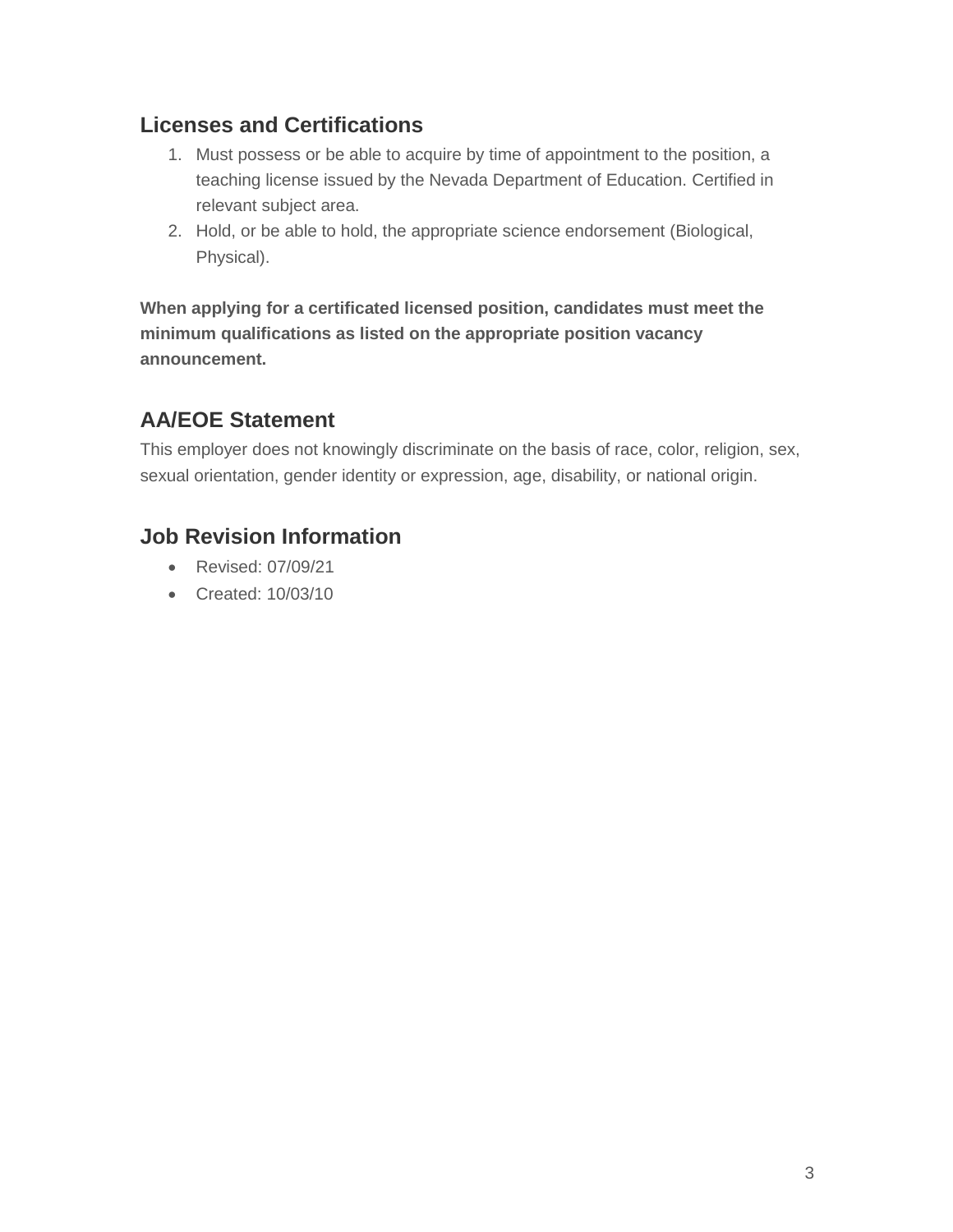## Licenses and Certifications

1. Must possess or be able to acquire by time of appointment to the position, a teaching license issued by the Nevada Department of Education. Certified in relevant subject area.
2. Hold, or be able to hold, the appropriate science endorsement (Biological, Physical).

**When applying for a certificated licensed position, candidates must meet the minimum qualifications as listed on the appropriate position vacancy announcement.**

## AA/EOE Statement

This employer does not knowingly discriminate on the basis of race, color, religion, sex, sexual orientation, gender identity or expression, age, disability, or national origin.

## Job Revision Information

- Revised: 07/09/21
- Created: 10/03/10